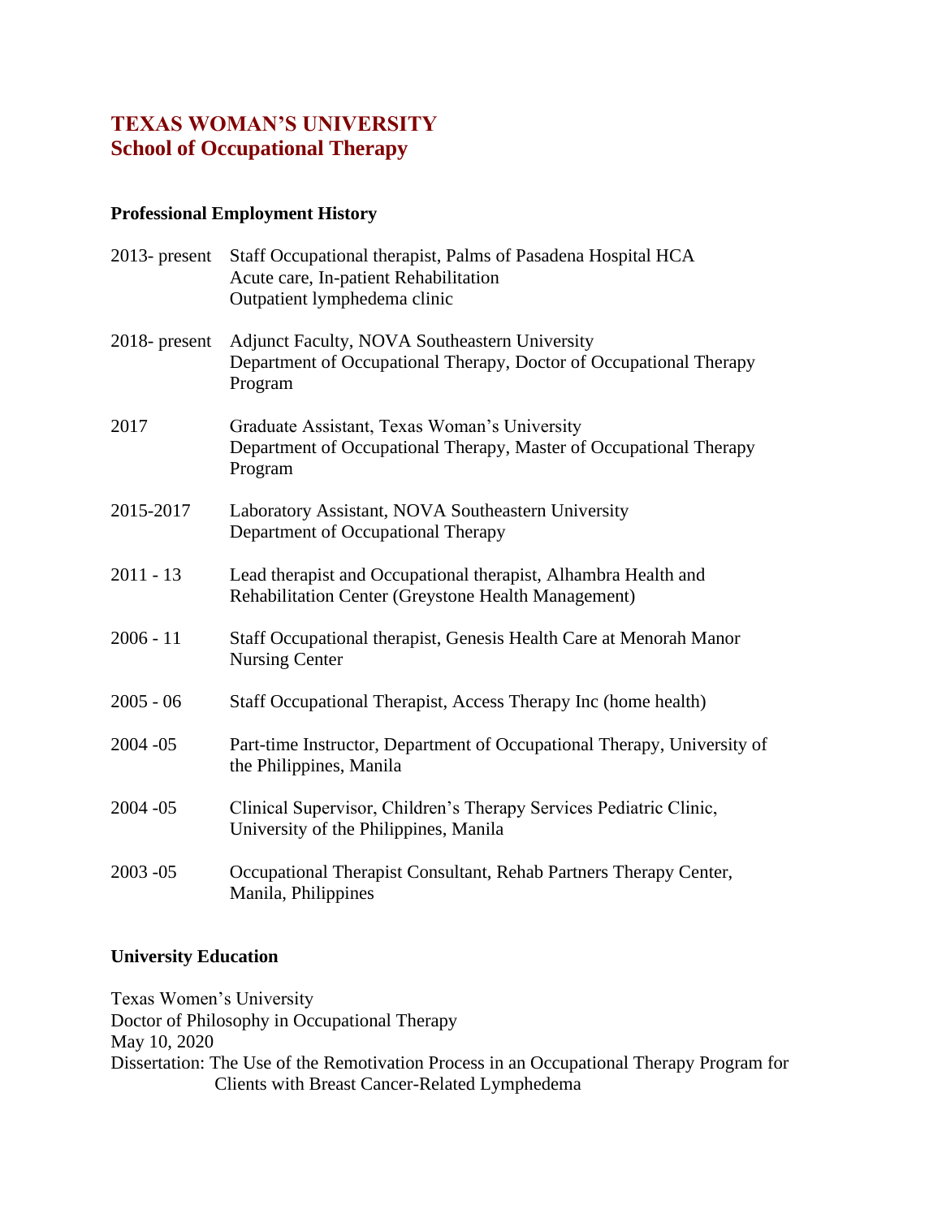# TEXAS WOMAN'S UNIVERSITY
## School of Occupational Therapy

### Professional Employment History

| | |
|---|---|
| 2013- present | Staff Occupational therapist, Palms of Pasadena Hospital HCA<br>Acute care, In-patient Rehabilitation<br>Outpatient lymphedema clinic |
| 2018- present | Adjunct Faculty, NOVA Southeastern University<br>Department of Occupational Therapy, Doctor of Occupational Therapy Program |
| 2017 | Graduate Assistant, Texas Woman's University<br>Department of Occupational Therapy, Master of Occupational Therapy Program |
| 2015-2017 | Laboratory Assistant, NOVA Southeastern University<br>Department of Occupational Therapy |
| 2011 - 13 | Lead therapist and Occupational therapist, Alhambra Health and Rehabilitation Center (Greystone Health Management) |
| 2006 - 11 | Staff Occupational therapist, Genesis Health Care at Menorah Manor Nursing Center |
| 2005 - 06 | Staff Occupational Therapist, Access Therapy Inc (home health) |
| 2004 -05 | Part-time Instructor, Department of Occupational Therapy, University of the Philippines, Manila |
| 2004 -05 | Clinical Supervisor, Children's Therapy Services Pediatric Clinic, University of the Philippines, Manila |
| 2003 -05 | Occupational Therapist Consultant, Rehab Partners Therapy Center, Manila, Philippines |

### University Education

Texas Women's University
Doctor of Philosophy in Occupational Therapy
May 10, 2020
Dissertation: The Use of the Remotivation Process in an Occupational Therapy Program for Clients with Breast Cancer-Related Lymphedema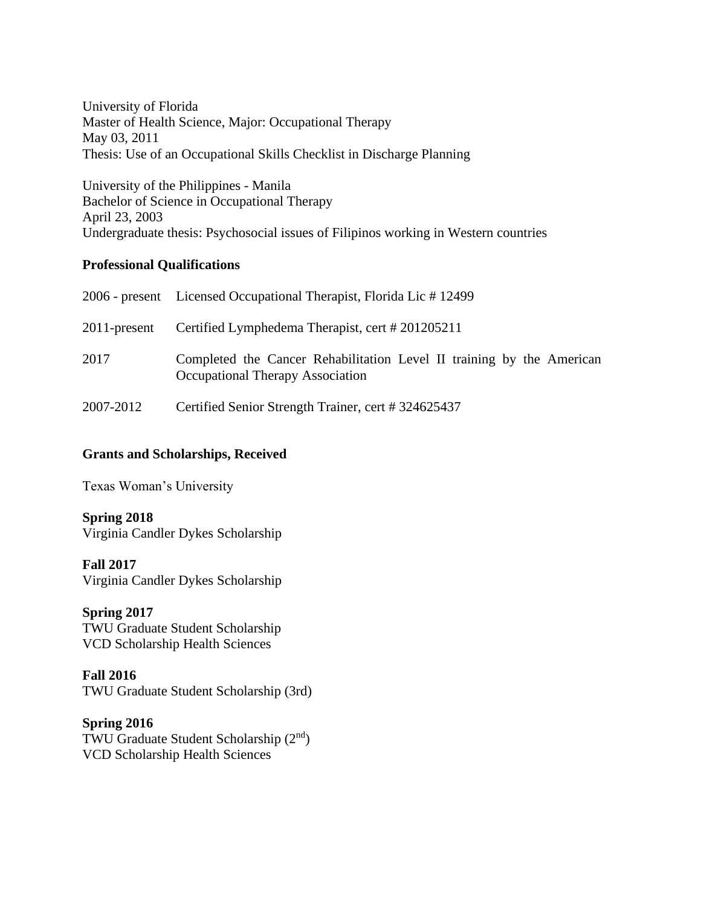University of Florida
Master of Health Science, Major: Occupational Therapy
May 03, 2011
Thesis: Use of an Occupational Skills Checklist in Discharge Planning

University of the Philippines - Manila
Bachelor of Science in Occupational Therapy
April 23, 2003
Undergraduate thesis: Psychosocial issues of Filipinos working in Western countries

**Professional Qualifications**

| | |
|---|---|
| 2006 - present | Licensed Occupational Therapist, Florida Lic # 12499 |
| 2011-present | Certified Lymphedema Therapist, cert # 201205211 |
| 2017 | Completed the Cancer Rehabilitation Level II training by the American Occupational Therapy Association |
| 2007-2012 | Certified Senior Strength Trainer, cert # 324625437 |

**Grants and Scholarships, Received**

Texas Woman's University

**Spring 2018**
Virginia Candler Dykes Scholarship

**Fall 2017**
Virginia Candler Dykes Scholarship

**Spring 2017**
TWU Graduate Student Scholarship
VCD Scholarship Health Sciences

**Fall 2016**
TWU Graduate Student Scholarship (3rd)

**Spring 2016**
TWU Graduate Student Scholarship (2nd)
VCD Scholarship Health Sciences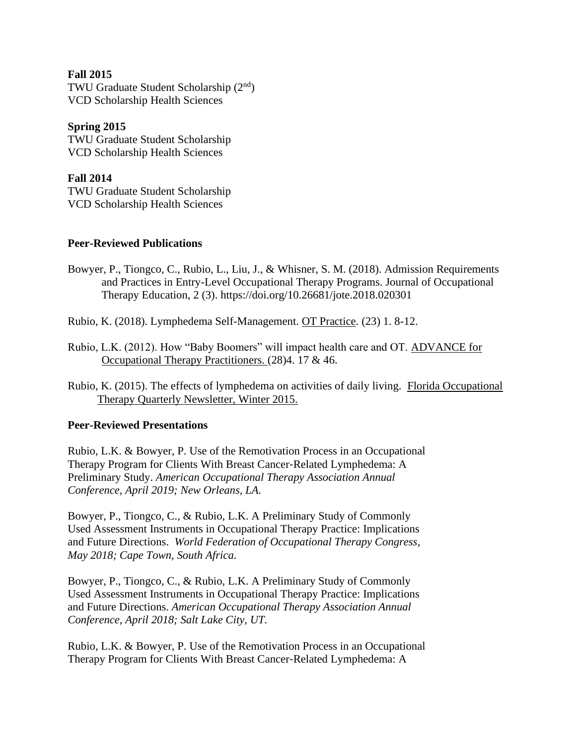**Fall 2015**
TWU Graduate Student Scholarship (2nd)
VCD Scholarship Health Sciences

**Spring 2015**
TWU Graduate Student Scholarship
VCD Scholarship Health Sciences

**Fall 2014**
TWU Graduate Student Scholarship
VCD Scholarship Health Sciences

**Peer-Reviewed Publications**

Bowyer, P., Tiongco, C., Rubio, L., Liu, J., & Whisner, S. M. (2018). Admission Requirements and Practices in Entry-Level Occupational Therapy Programs. Journal of Occupational Therapy Education, 2 (3). https://doi.org/10.26681/jote.2018.020301

Rubio, K. (2018). Lymphedema Self-Management. OT Practice. (23) 1. 8-12.

Rubio, L.K. (2012). How "Baby Boomers" will impact health care and OT. ADVANCE for Occupational Therapy Practitioners. (28)4. 17 & 46.

Rubio, K. (2015). The effects of lymphedema on activities of daily living. Florida Occupational Therapy Quarterly Newsletter, Winter 2015.

**Peer-Reviewed Presentations**

Rubio, L.K. & Bowyer, P. Use of the Remotivation Process in an Occupational Therapy Program for Clients With Breast Cancer-Related Lymphedema: A Preliminary Study. *American Occupational Therapy Association Annual Conference, April 2019; New Orleans, LA.*

Bowyer, P., Tiongco, C., & Rubio, L.K. A Preliminary Study of Commonly Used Assessment Instruments in Occupational Therapy Practice: Implications and Future Directions. *World Federation of Occupational Therapy Congress, May 2018; Cape Town, South Africa.*

Bowyer, P., Tiongco, C., & Rubio, L.K. A Preliminary Study of Commonly Used Assessment Instruments in Occupational Therapy Practice: Implications and Future Directions. *American Occupational Therapy Association Annual Conference, April 2018; Salt Lake City, UT.*

Rubio, L.K. & Bowyer, P. Use of the Remotivation Process in an Occupational Therapy Program for Clients With Breast Cancer-Related Lymphedema: A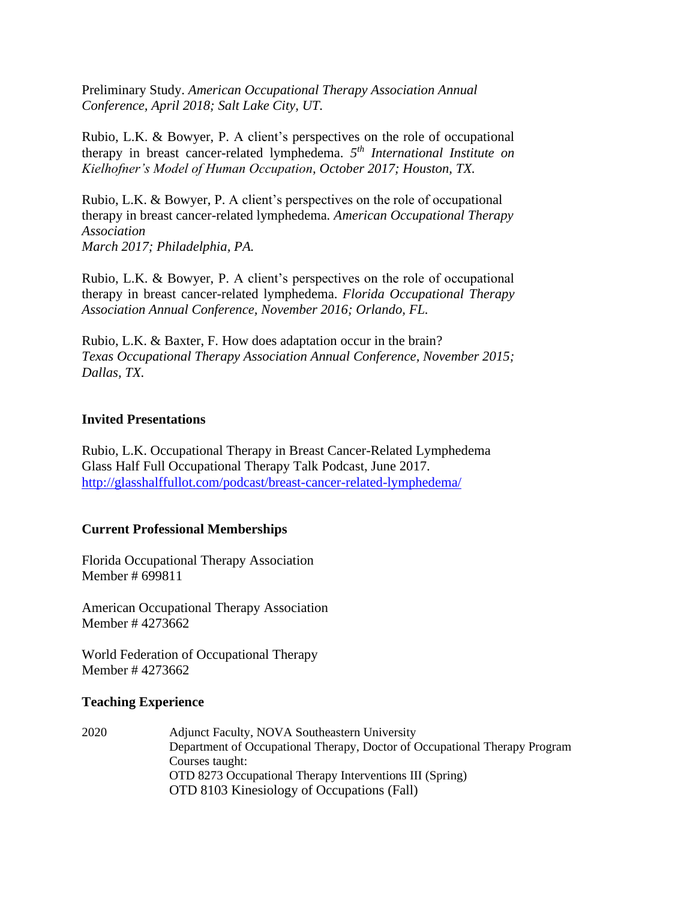Preliminary Study. *American Occupational Therapy Association Annual Conference, April 2018; Salt Lake City, UT.*

Rubio, L.K. & Bowyer, P. A client's perspectives on the role of occupational therapy in breast cancer-related lymphedema. *5th International Institute on Kielhofner's Model of Human Occupation, October 2017; Houston, TX.*

Rubio, L.K. & Bowyer, P. A client's perspectives on the role of occupational therapy in breast cancer-related lymphedema. *American Occupational Therapy Association*
*March 2017; Philadelphia, PA.*

Rubio, L.K. & Bowyer, P. A client's perspectives on the role of occupational therapy in breast cancer-related lymphedema. *Florida Occupational Therapy Association Annual Conference, November 2016; Orlando, FL.*

Rubio, L.K. & Baxter, F. How does adaptation occur in the brain?
*Texas Occupational Therapy Association Annual Conference, November 2015; Dallas, TX.*

**Invited Presentations**

Rubio, L.K. Occupational Therapy in Breast Cancer-Related Lymphedema
Glass Half Full Occupational Therapy Talk Podcast, June 2017.
http://glasshalffullot.com/podcast/breast-cancer-related-lymphedema/

**Current Professional Memberships**

Florida Occupational Therapy Association
Member # 699811

American Occupational Therapy Association
Member # 4273662

World Federation of Occupational Therapy
Member # 4273662

**Teaching Experience**

2020 Adjunct Faculty, NOVA Southeastern University
Department of Occupational Therapy, Doctor of Occupational Therapy Program
Courses taught:
OTD 8273 Occupational Therapy Interventions III (Spring)
OTD 8103 Kinesiology of Occupations (Fall)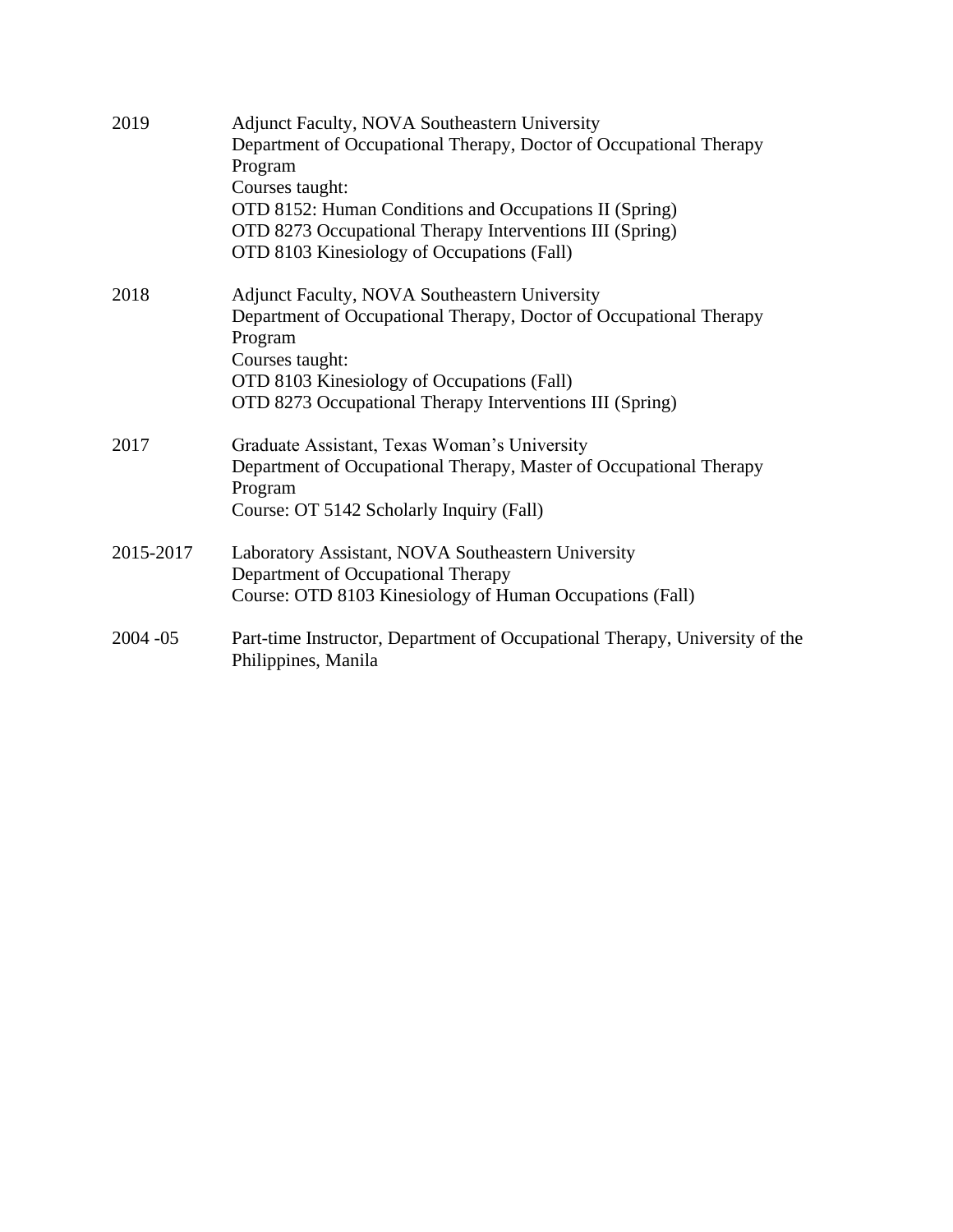2019 Adjunct Faculty, NOVA Southeastern University
Department of Occupational Therapy, Doctor of Occupational Therapy Program
Courses taught:
OTD 8152: Human Conditions and Occupations II (Spring)
OTD 8273 Occupational Therapy Interventions III (Spring)
OTD 8103 Kinesiology of Occupations (Fall)

2018 Adjunct Faculty, NOVA Southeastern University
Department of Occupational Therapy, Doctor of Occupational Therapy Program
Courses taught:
OTD 8103 Kinesiology of Occupations (Fall)
OTD 8273 Occupational Therapy Interventions III (Spring)

2017 Graduate Assistant, Texas Woman's University
Department of Occupational Therapy, Master of Occupational Therapy Program
Course: OT 5142 Scholarly Inquiry (Fall)

2015-2017 Laboratory Assistant, NOVA Southeastern University
Department of Occupational Therapy
Course: OTD 8103 Kinesiology of Human Occupations (Fall)

2004 -05 Part-time Instructor, Department of Occupational Therapy, University of the Philippines, Manila